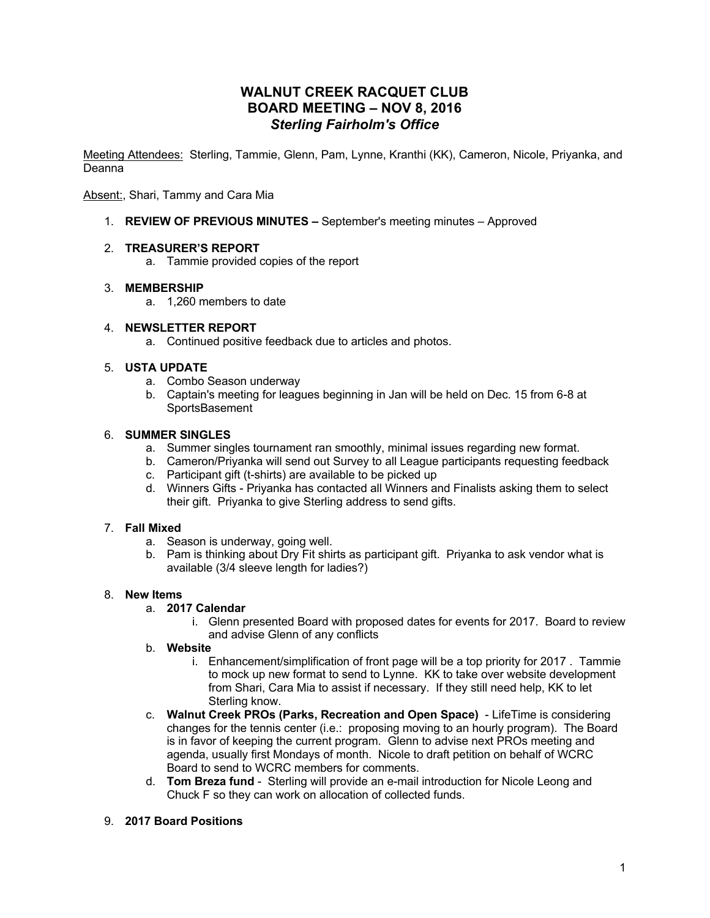# WALNUT CREEK RACQUET CLUB
# BOARD MEETING – NOV 8, 2016
### *Sterling Fairholm's Office*

Meeting Attendees: Sterling, Tammie, Glenn, Pam, Lynne, Kranthi (KK), Cameron, Nicole, Priyanka, and Deanna

Absent:, Shari, Tammy and Cara Mia

1. **REVIEW OF PREVIOUS MINUTES –** September's meeting minutes – Approved

2. **TREASURER'S REPORT**
   a. Tammie provided copies of the report

3. **MEMBERSHIP**
   a. 1,260 members to date

4. **NEWSLETTER REPORT**
   a. Continued positive feedback due to articles and photos.

5. **USTA UPDATE**
   a. Combo Season underway
   b. Captain's meeting for leagues beginning in Jan will be held on Dec. 15 from 6-8 at SportsBasement

6. **SUMMER SINGLES**
   a. Summer singles tournament ran smoothly, minimal issues regarding new format.
   b. Cameron/Priyanka will send out Survey to all League participants requesting feedback
   c. Participant gift (t-shirts) are available to be picked up
   d. Winners Gifts - Priyanka has contacted all Winners and Finalists asking them to select their gift. Priyanka to give Sterling address to send gifts.

7. **Fall Mixed**
   a. Season is underway, going well.
   b. Pam is thinking about Dry Fit shirts as participant gift. Priyanka to ask vendor what is available (3/4 sleeve length for ladies?)

8. **New Items**
   a. **2017 Calendar**
      i. Glenn presented Board with proposed dates for events for 2017. Board to review and advise Glenn of any conflicts
   b. **Website**
      i. Enhancement/simplification of front page will be a top priority for 2017 . Tammie to mock up new format to send to Lynne. KK to take over website development from Shari, Cara Mia to assist if necessary. If they still need help, KK to let Sterling know.
   c. **Walnut Creek PROs (Parks, Recreation and Open Space)** - LifeTime is considering changes for the tennis center (i.e.: proposing moving to an hourly program). The Board is in favor of keeping the current program. Glenn to advise next PROs meeting and agenda, usually first Mondays of month. Nicole to draft petition on behalf of WCRC Board to send to WCRC members for comments.
   d. **Tom Breza fund** - Sterling will provide an e-mail introduction for Nicole Leong and Chuck F so they can work on allocation of collected funds.

9. **2017 Board Positions**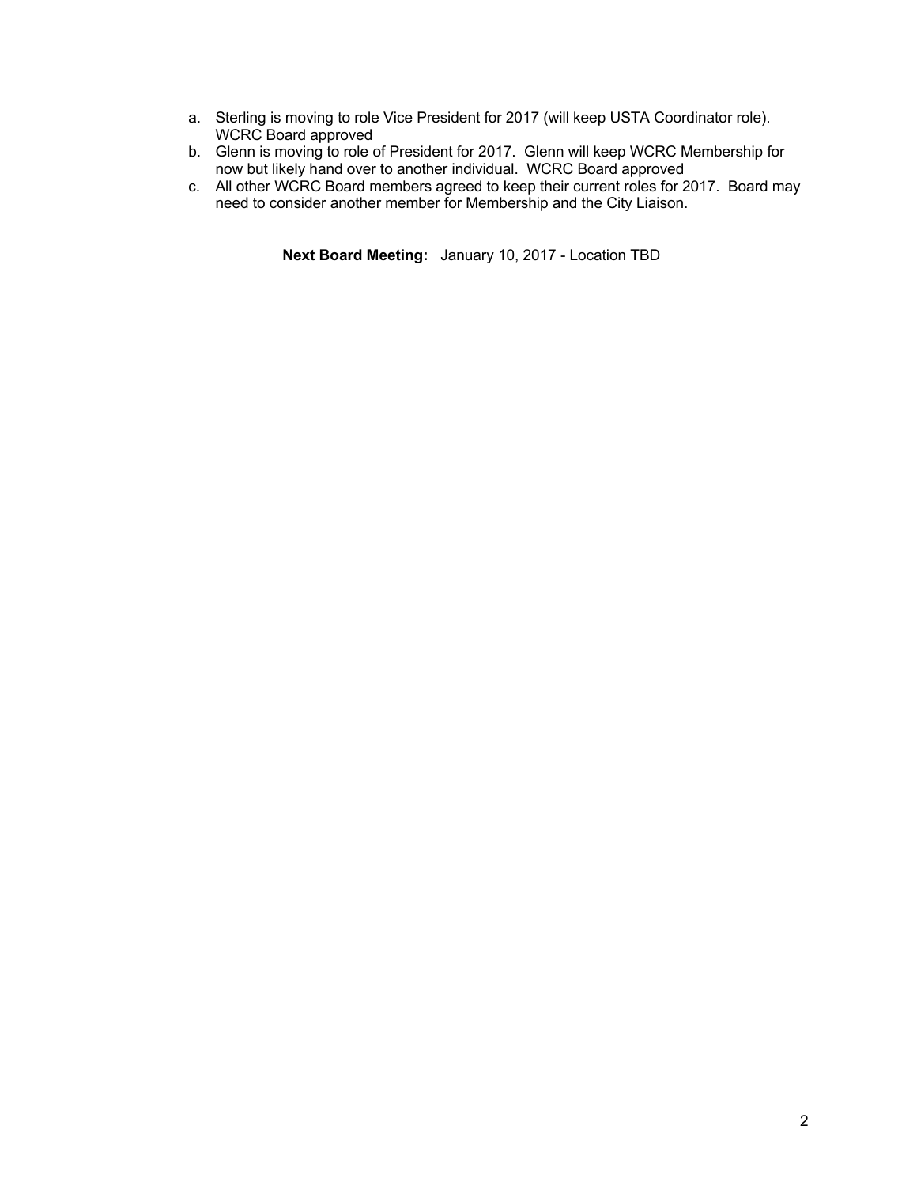a. Sterling is moving to role Vice President for 2017 (will keep USTA Coordinator role). WCRC Board approved
b. Glenn is moving to role of President for 2017. Glenn will keep WCRC Membership for now but likely hand over to another individual. WCRC Board approved
c. All other WCRC Board members agreed to keep their current roles for 2017. Board may need to consider another member for Membership and the City Liaison.

**Next Board Meeting:** January 10, 2017 - Location TBD